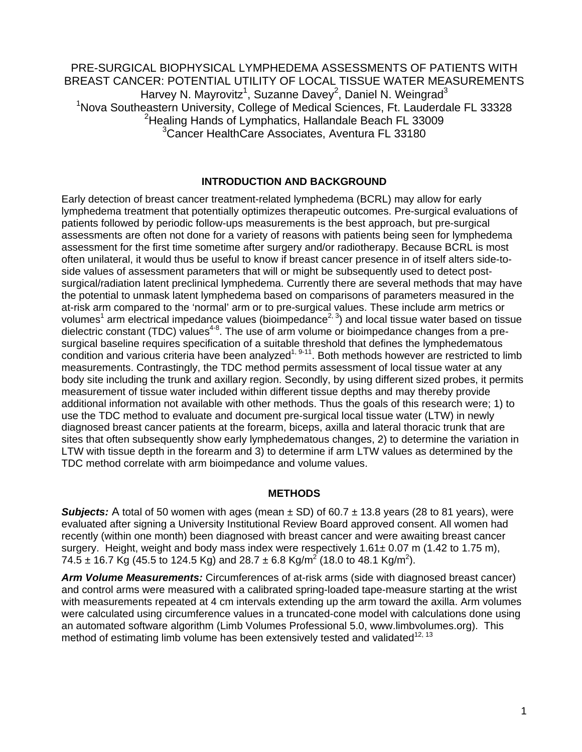# PRE-SURGICAL BIOPHYSICAL LYMPHEDEMA ASSESSMENTS OF PATIENTS WITH BREAST CANCER: POTENTIAL UTILITY OF LOCAL TISSUE WATER MEASUREMENTS

Harvey N. Mayrovitz[1], Suzanne Davey[2], Daniel N. Weingrad[3]

[1]Nova Southeastern University, College of Medical Sciences, Ft. Lauderdale FL 33328

[2]Healing Hands of Lymphatics, Hallandale Beach FL 33009

[3]Cancer HealthCare Associates, Aventura FL 33180

## INTRODUCTION AND BACKGROUND

Early detection of breast cancer treatment-related lymphedema (BCRL) may allow for early lymphedema treatment that potentially optimizes therapeutic outcomes. Pre-surgical evaluations of patients followed by periodic follow-ups measurements is the best approach, but pre-surgical assessments are often not done for a variety of reasons with patients being seen for lymphedema assessment for the first time sometime after surgery and/or radiotherapy. Because BCRL is most often unilateral, it would thus be useful to know if breast cancer presence in of itself alters side-to-side values of assessment parameters that will or might be subsequently used to detect post-surgical/radiation latent preclinical lymphedema. Currently there are several methods that may have the potential to unmask latent lymphedema based on comparisons of parameters measured in the at-risk arm compared to the 'normal' arm or to pre-surgical values. These include arm metrics or volumes[1] arm electrical impedance values (bioimpedance[2, 3]) and local tissue water based on tissue dielectric constant (TDC) values[4-8]. The use of arm volume or bioimpedance changes from a pre-surgical baseline requires specification of a suitable threshold that defines the lymphedematous condition and various criteria have been analyzed[1, 9-11]. Both methods however are restricted to limb measurements. Contrastingly, the TDC method permits assessment of local tissue water at any body site including the trunk and axillary region. Secondly, by using different sized probes, it permits measurement of tissue water included within different tissue depths and may thereby provide additional information not available with other methods. Thus the goals of this research were; 1) to use the TDC method to evaluate and document pre-surgical local tissue water (LTW) in newly diagnosed breast cancer patients at the forearm, biceps, axilla and lateral thoracic trunk that are sites that often subsequently show early lymphedematous changes, 2) to determine the variation in LTW with tissue depth in the forearm and 3) to determine if arm LTW values as determined by the TDC method correlate with arm bioimpedance and volume values.

## METHODS

***Subjects:*** A total of 50 women with ages (mean ± SD) of 60.7 ± 13.8 years (28 to 81 years), were evaluated after signing a University Institutional Review Board approved consent. All women had recently (within one month) been diagnosed with breast cancer and were awaiting breast cancer surgery. Height, weight and body mass index were respectively 1.61± 0.07 m (1.42 to 1.75 m), 74.5 ± 16.7 Kg (45.5 to 124.5 Kg) and 28.7 ± 6.8 Kg/m$^2$ (18.0 to 48.1 Kg/m$^2$).

***Arm Volume Measurements:*** Circumferences of at-risk arms (side with diagnosed breast cancer) and control arms were measured with a calibrated spring-loaded tape-measure starting at the wrist with measurements repeated at 4 cm intervals extending up the arm toward the axilla. Arm volumes were calculated using circumference values in a truncated-cone model with calculations done using an automated software algorithm (Limb Volumes Professional 5.0, www.limbvolumes.org). This method of estimating limb volume has been extensively tested and validated[12, 13]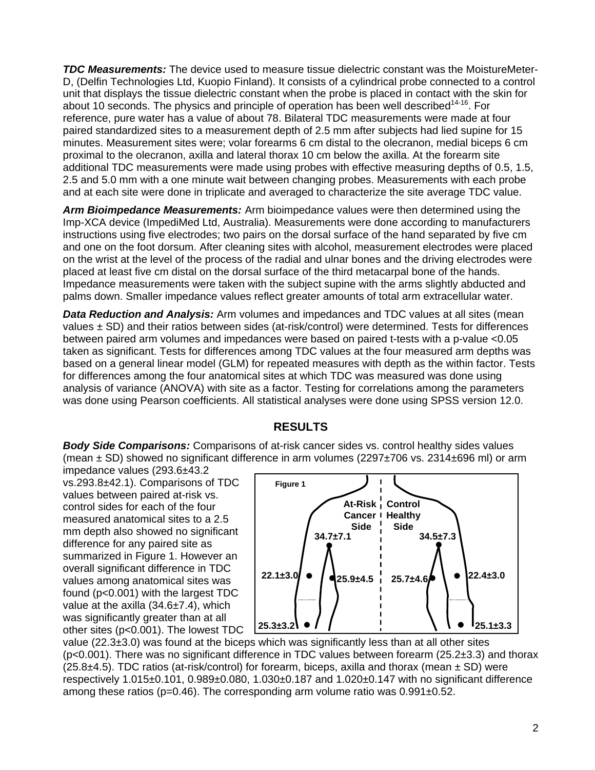***TDC Measurements:*** The device used to measure tissue dielectric constant was the MoistureMeter-D, (Delfin Technologies Ltd, Kuopio Finland). It consists of a cylindrical probe connected to a control unit that displays the tissue dielectric constant when the probe is placed in contact with the skin for about 10 seconds. The physics and principle of operation has been well described[14-16]. For reference, pure water has a value of about 78. Bilateral TDC measurements were made at four paired standardized sites to a measurement depth of 2.5 mm after subjects had lied supine for 15 minutes. Measurement sites were; volar forearms 6 cm distal to the olecranon, medial biceps 6 cm proximal to the olecranon, axilla and lateral thorax 10 cm below the axilla. At the forearm site additional TDC measurements were made using probes with effective measuring depths of 0.5, 1.5, 2.5 and 5.0 mm with a one minute wait between changing probes. Measurements with each probe and at each site were done in triplicate and averaged to characterize the site average TDC value.

***Arm Bioimpedance Measurements:*** Arm bioimpedance values were then determined using the Imp-XCA device (ImpediMed Ltd, Australia). Measurements were done according to manufacturers instructions using five electrodes; two pairs on the dorsal surface of the hand separated by five cm and one on the foot dorsum. After cleaning sites with alcohol, measurement electrodes were placed on the wrist at the level of the process of the radial and ulnar bones and the driving electrodes were placed at least five cm distal on the dorsal surface of the third metacarpal bone of the hands. Impedance measurements were taken with the subject supine with the arms slightly abducted and palms down. Smaller impedance values reflect greater amounts of total arm extracellular water.

***Data Reduction and Analysis:*** Arm volumes and impedances and TDC values at all sites (mean values ± SD) and their ratios between sides (at-risk/control) were determined. Tests for differences between paired arm volumes and impedances were based on paired t-tests with a p-value <0.05 taken as significant. Tests for differences among TDC values at the four measured arm depths was based on a general linear model (GLM) for repeated measures with depth as the within factor. Tests for differences among the four anatomical sites at which TDC was measured was done using analysis of variance (ANOVA) with site as a factor. Testing for correlations among the parameters was done using Pearson coefficients. All statistical analyses were done using SPSS version 12.0.

## RESULTS

***Body Side Comparisons:*** Comparisons of at-risk cancer sides vs. control healthy sides values (mean ± SD) showed no significant difference in arm volumes (2297±706 vs. 2314±696 ml) or arm impedance values (293.6±43.2 vs.293.8±42.1). Comparisons of TDC values between paired at-risk vs. control sides for each of the four measured anatomical sites to a 2.5 mm depth also showed no significant difference for any paired site as summarized in Figure 1. However an overall significant difference in TDC values among anatomical sites was found (p<0.001) with the largest TDC value at the axilla (34.6±7.4), which was significantly greater than at all other sites (p<0.001). The lowest TDC value (22.3±3.0) was found at the biceps which was significantly less than at all other sites (p<0.001). There was no significant difference in TDC values between forearm (25.2±3.3) and thorax (25.8±4.5). TDC ratios (at-risk/control) for forearm, biceps, axilla and thorax (mean ± SD) were respectively 1.015±0.101, 0.989±0.080, 1.030±0.187 and 1.020±0.147 with no significant difference among these ratios (p=0.46). The corresponding arm volume ratio was 0.991±0.52.

**Figure 1**

| Site | At-Risk Cancer Side | Control Healthy Side |
|---|---|---|
| Axilla | 34.7±7.1 | 34.5±7.3 |
| Biceps | 22.1±3.0 | 22.4±3.0 |
| Thorax | 25.9±4.5 | 25.7±4.6 |
| Forearm | 25.3±3.2 | 25.1±3.3 |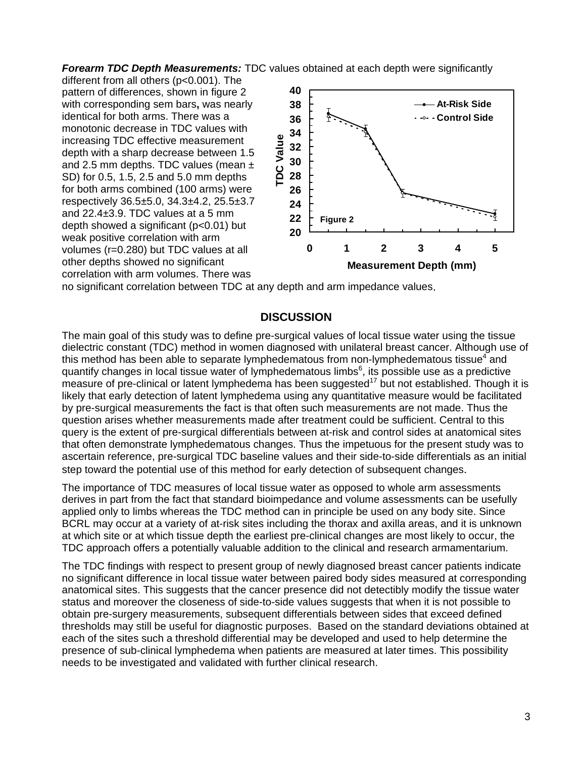***Forearm TDC Depth Measurements:*** TDC values obtained at each depth were significantly different from all others (p<0.001). The pattern of differences, shown in figure 2 with corresponding sem bars**,** was nearly identical for both arms. There was a monotonic decrease in TDC values with increasing TDC effective measurement depth with a sharp decrease between 1.5 and 2.5 mm depths. TDC values (mean ± SD) for 0.5, 1.5, 2.5 and 5.0 mm depths for both arms combined (100 arms) were respectively 36.5±5.0, 34.3±4.2, 25.5±3.7 and 22.4±3.9. TDC values at a 5 mm depth showed a significant (p<0.01) but weak positive correlation with arm volumes (r=0.280) but TDC values at all other depths showed no significant correlation with arm volumes. There was no significant correlation between TDC at any depth and arm impedance values.

Figure 2

## DISCUSSION

The main goal of this study was to define pre-surgical values of local tissue water using the tissue dielectric constant (TDC) method in women diagnosed with unilateral breast cancer. Although use of this method has been able to separate lymphedematous from non-lymphedematous tissue[4] and quantify changes in local tissue water of lymphedematous limbs[6], its possible use as a predictive measure of pre-clinical or latent lymphedema has been suggested[17] but not established. Though it is likely that early detection of latent lymphedema using any quantitative measure would be facilitated by pre-surgical measurements the fact is that often such measurements are not made. Thus the question arises whether measurements made after treatment could be sufficient. Central to this query is the extent of pre-surgical differentials between at-risk and control sides at anatomical sites that often demonstrate lymphedematous changes. Thus the impetuous for the present study was to ascertain reference, pre-surgical TDC baseline values and their side-to-side differentials as an initial step toward the potential use of this method for early detection of subsequent changes.

The importance of TDC measures of local tissue water as opposed to whole arm assessments derives in part from the fact that standard bioimpedance and volume assessments can be usefully applied only to limbs whereas the TDC method can in principle be used on any body site. Since BCRL may occur at a variety of at-risk sites including the thorax and axilla areas, and it is unknown at which site or at which tissue depth the earliest pre-clinical changes are most likely to occur, the TDC approach offers a potentially valuable addition to the clinical and research armamentarium.

The TDC findings with respect to present group of newly diagnosed breast cancer patients indicate no significant difference in local tissue water between paired body sides measured at corresponding anatomical sites. This suggests that the cancer presence did not detectibly modify the tissue water status and moreover the closeness of side-to-side values suggests that when it is not possible to obtain pre-surgery measurements, subsequent differentials between sides that exceed defined thresholds may still be useful for diagnostic purposes. Based on the standard deviations obtained at each of the sites such a threshold differential may be developed and used to help determine the presence of sub-clinical lymphedema when patients are measured at later times. This possibility needs to be investigated and validated with further clinical research.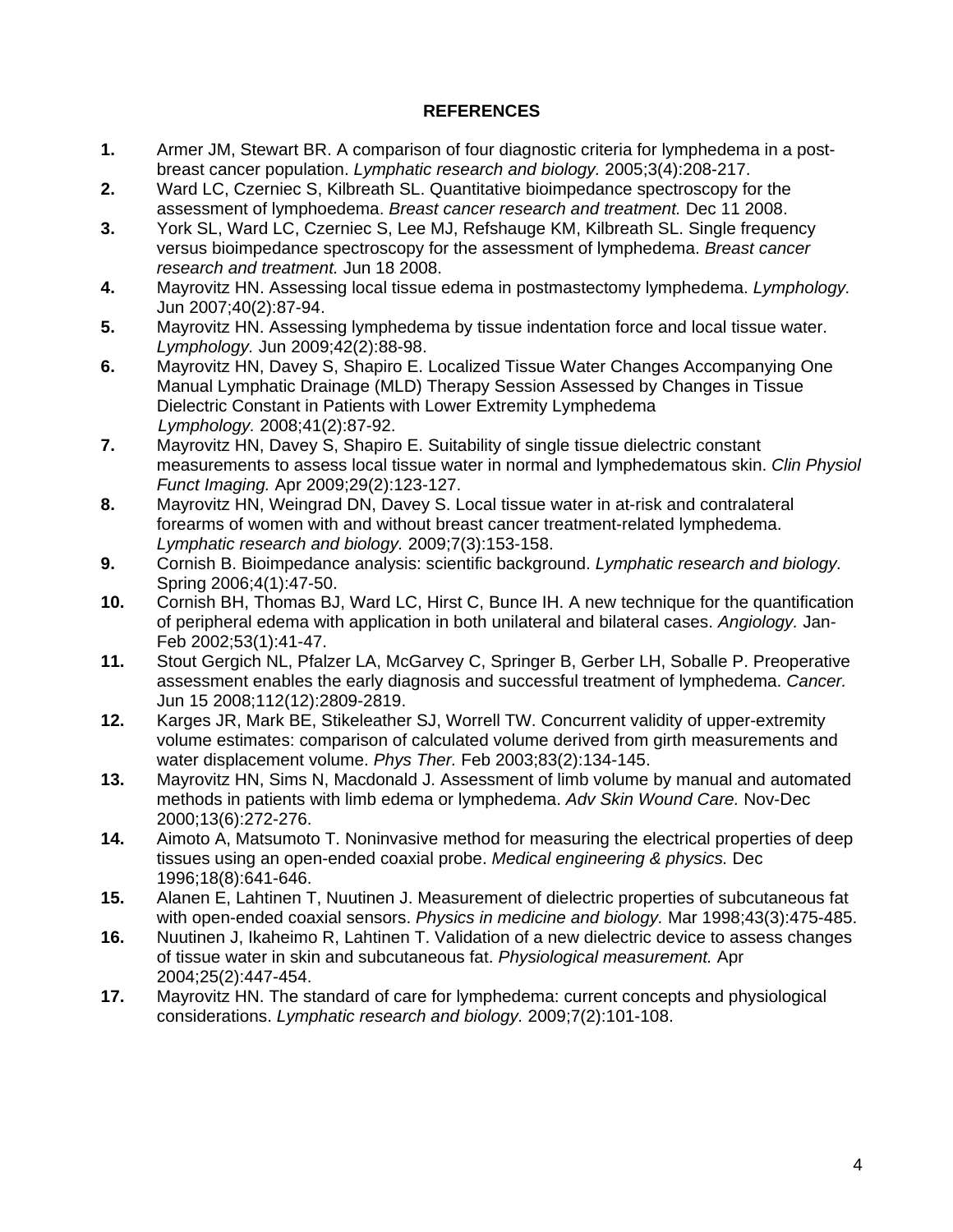**REFERENCES**

1. Armer JM, Stewart BR. A comparison of four diagnostic criteria for lymphedema in a post-breast cancer population. *Lymphatic research and biology.* 2005;3(4):208-217.
2. Ward LC, Czerniec S, Kilbreath SL. Quantitative bioimpedance spectroscopy for the assessment of lymphoedema. *Breast cancer research and treatment.* Dec 11 2008.
3. York SL, Ward LC, Czerniec S, Lee MJ, Refshauge KM, Kilbreath SL. Single frequency versus bioimpedance spectroscopy for the assessment of lymphedema. *Breast cancer research and treatment.* Jun 18 2008.
4. Mayrovitz HN. Assessing local tissue edema in postmastectomy lymphedema. *Lymphology.* Jun 2007;40(2):87-94.
5. Mayrovitz HN. Assessing lymphedema by tissue indentation force and local tissue water. *Lymphology.* Jun 2009;42(2):88-98.
6. Mayrovitz HN, Davey S, Shapiro E. Localized Tissue Water Changes Accompanying One Manual Lymphatic Drainage (MLD) Therapy Session Assessed by Changes in Tissue Dielectric Constant in Patients with Lower Extremity Lymphedema *Lymphology.* 2008;41(2):87-92.
7. Mayrovitz HN, Davey S, Shapiro E. Suitability of single tissue dielectric constant measurements to assess local tissue water in normal and lymphedematous skin. *Clin Physiol Funct Imaging.* Apr 2009;29(2):123-127.
8. Mayrovitz HN, Weingrad DN, Davey S. Local tissue water in at-risk and contralateral forearms of women with and without breast cancer treatment-related lymphedema. *Lymphatic research and biology.* 2009;7(3):153-158.
9. Cornish B. Bioimpedance analysis: scientific background. *Lymphatic research and biology.* Spring 2006;4(1):47-50.
10. Cornish BH, Thomas BJ, Ward LC, Hirst C, Bunce IH. A new technique for the quantification of peripheral edema with application in both unilateral and bilateral cases. *Angiology.* Jan-Feb 2002;53(1):41-47.
11. Stout Gergich NL, Pfalzer LA, McGarvey C, Springer B, Gerber LH, Soballe P. Preoperative assessment enables the early diagnosis and successful treatment of lymphedema. *Cancer.* Jun 15 2008;112(12):2809-2819.
12. Karges JR, Mark BE, Stikeleather SJ, Worrell TW. Concurrent validity of upper-extremity volume estimates: comparison of calculated volume derived from girth measurements and water displacement volume. *Phys Ther.* Feb 2003;83(2):134-145.
13. Mayrovitz HN, Sims N, Macdonald J. Assessment of limb volume by manual and automated methods in patients with limb edema or lymphedema. *Adv Skin Wound Care.* Nov-Dec 2000;13(6):272-276.
14. Aimoto A, Matsumoto T. Noninvasive method for measuring the electrical properties of deep tissues using an open-ended coaxial probe. *Medical engineering & physics.* Dec 1996;18(8):641-646.
15. Alanen E, Lahtinen T, Nuutinen J. Measurement of dielectric properties of subcutaneous fat with open-ended coaxial sensors. *Physics in medicine and biology.* Mar 1998;43(3):475-485.
16. Nuutinen J, Ikaheimo R, Lahtinen T. Validation of a new dielectric device to assess changes of tissue water in skin and subcutaneous fat. *Physiological measurement.* Apr 2004;25(2):447-454.
17. Mayrovitz HN. The standard of care for lymphedema: current concepts and physiological considerations. *Lymphatic research and biology.* 2009;7(2):101-108.